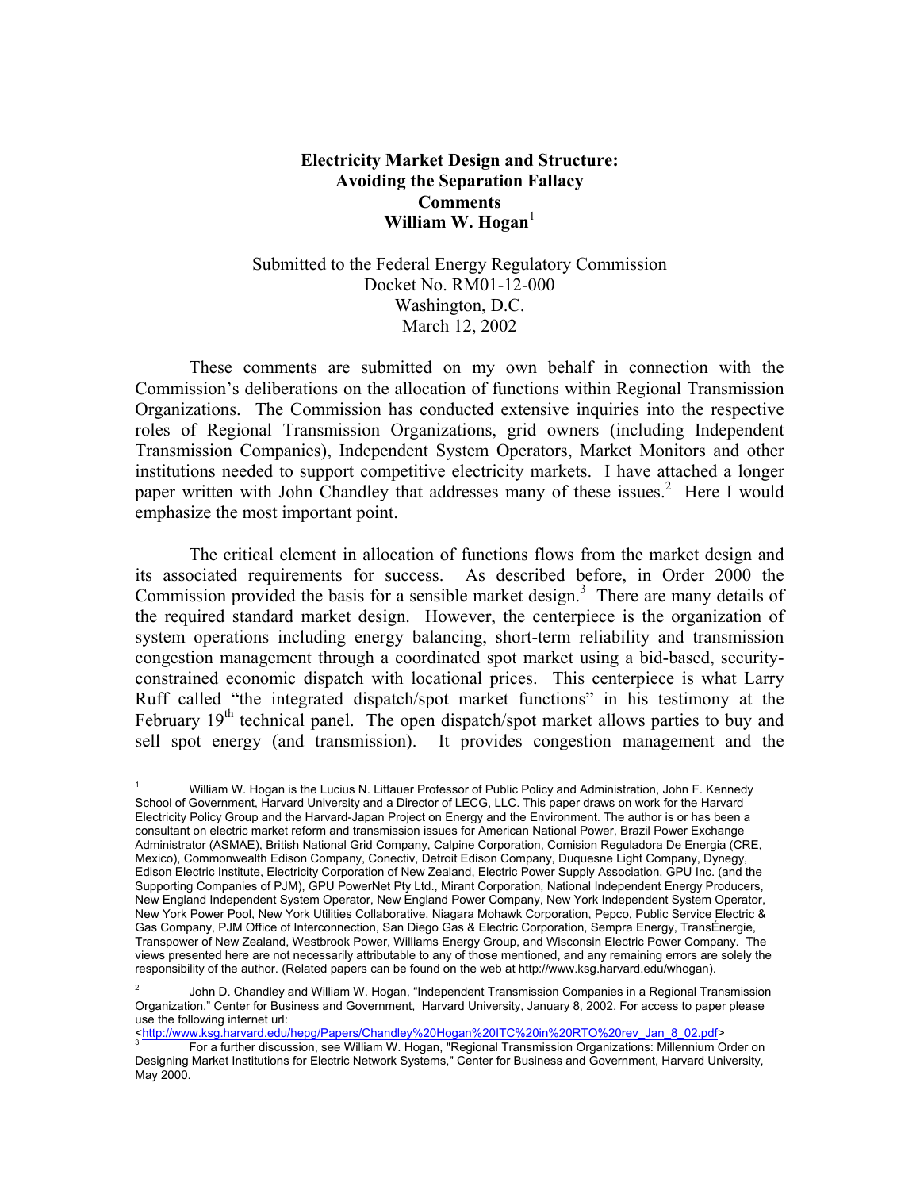**Electricity Market Design and Structure:**
**Avoiding the Separation Fallacy**
**Comments**
**William W. Hogan**[1]

Submitted to the Federal Energy Regulatory Commission
Docket No. RM01-12-000
Washington, D.C.
March 12, 2002

These comments are submitted on my own behalf in connection with the Commission's deliberations on the allocation of functions within Regional Transmission Organizations. The Commission has conducted extensive inquiries into the respective roles of Regional Transmission Organizations, grid owners (including Independent Transmission Companies), Independent System Operators, Market Monitors and other institutions needed to support competitive electricity markets. I have attached a longer paper written with John Chandley that addresses many of these issues.[2] Here I would emphasize the most important point.

The critical element in allocation of functions flows from the market design and its associated requirements for success. As described before, in Order 2000 the Commission provided the basis for a sensible market design.[3] There are many details of the required standard market design. However, the centerpiece is the organization of system operations including energy balancing, short-term reliability and transmission congestion management through a coordinated spot market using a bid-based, security-constrained economic dispatch with locational prices. This centerpiece is what Larry Ruff called "the integrated dispatch/spot market functions" in his testimony at the February 19th technical panel. The open dispatch/spot market allows parties to buy and sell spot energy (and transmission). It provides congestion management and the

---

[1] William W. Hogan is the Lucius N. Littauer Professor of Public Policy and Administration, John F. Kennedy School of Government, Harvard University and a Director of LECG, LLC. This paper draws on work for the Harvard Electricity Policy Group and the Harvard-Japan Project on Energy and the Environment. The author is or has been a consultant on electric market reform and transmission issues for American National Power, Brazil Power Exchange Administrator (ASMAE), British National Grid Company, Calpine Corporation, Comision Reguladora De Energia (CRE, Mexico), Commonwealth Edison Company, Conectiv, Detroit Edison Company, Duquesne Light Company, Dynegy, Edison Electric Institute, Electricity Corporation of New Zealand, Electric Power Supply Association, GPU Inc. (and the Supporting Companies of PJM), GPU PowerNet Pty Ltd., Mirant Corporation, National Independent Energy Producers, New England Independent System Operator, New England Power Company, New York Independent System Operator, New York Power Pool, New York Utilities Collaborative, Niagara Mohawk Corporation, Pepco, Public Service Electric & Gas Company, PJM Office of Interconnection, San Diego Gas & Electric Corporation, Sempra Energy, TransÉnergie, Transpower of New Zealand, Westbrook Power, Williams Energy Group, and Wisconsin Electric Power Company. The views presented here are not necessarily attributable to any of those mentioned, and any remaining errors are solely the responsibility of the author. (Related papers can be found on the web at http://www.ksg.harvard.edu/whogan).

[2] John D. Chandley and William W. Hogan, "Independent Transmission Companies in a Regional Transmission Organization," Center for Business and Government, Harvard University, January 8, 2002. For access to paper please use the following internet url: <http://www.ksg.harvard.edu/hepg/Papers/Chandley%20Hogan%20ITC%20in%20RTO%20rev_Jan_8_02.pdf>

[3] For a further discussion, see William W. Hogan, "Regional Transmission Organizations: Millennium Order on Designing Market Institutions for Electric Network Systems," Center for Business and Government, Harvard University, May 2000.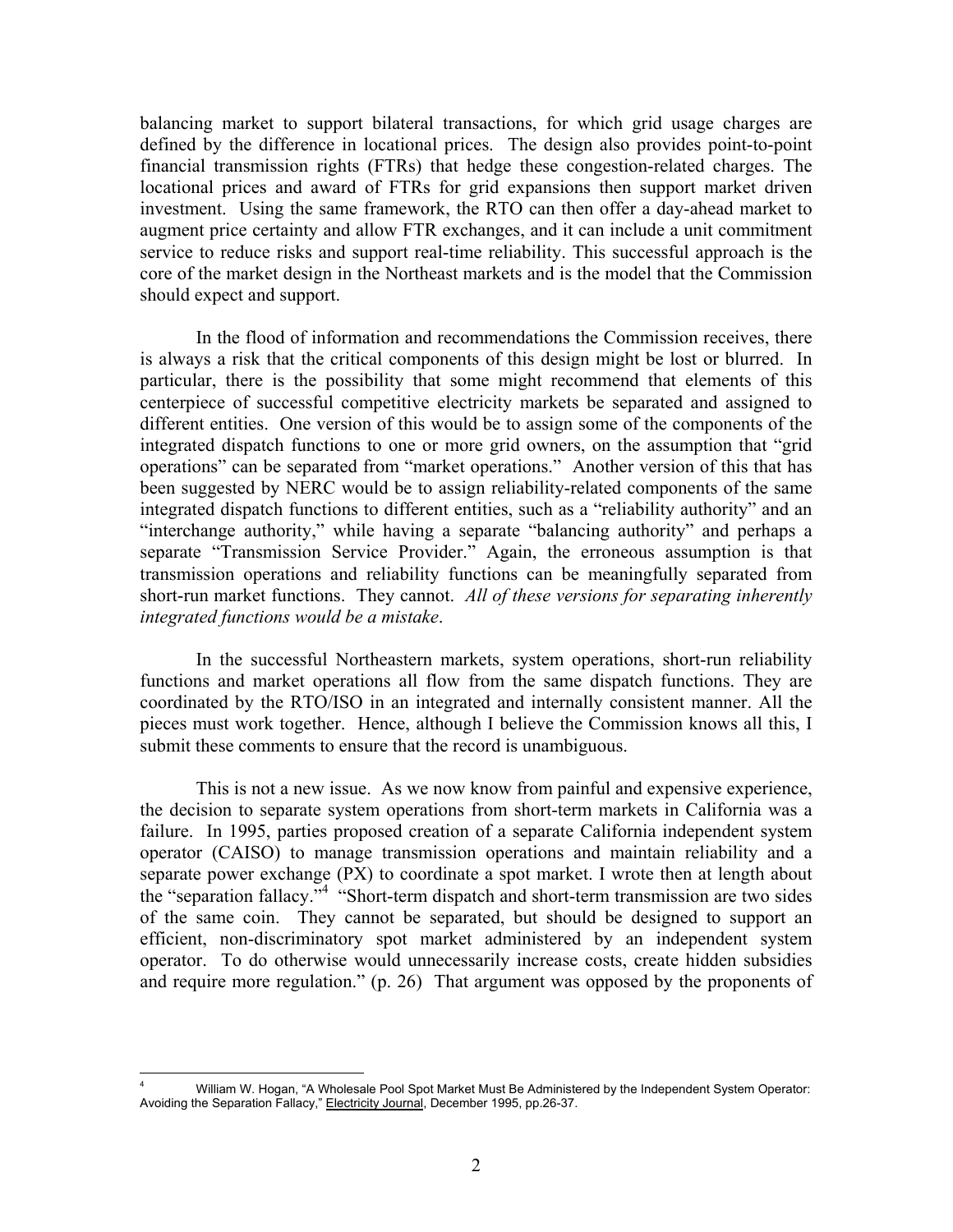balancing market to support bilateral transactions, for which grid usage charges are defined by the difference in locational prices. The design also provides point-to-point financial transmission rights (FTRs) that hedge these congestion-related charges. The locational prices and award of FTRs for grid expansions then support market driven investment. Using the same framework, the RTO can then offer a day-ahead market to augment price certainty and allow FTR exchanges, and it can include a unit commitment service to reduce risks and support real-time reliability. This successful approach is the core of the market design in the Northeast markets and is the model that the Commission should expect and support.

In the flood of information and recommendations the Commission receives, there is always a risk that the critical components of this design might be lost or blurred. In particular, there is the possibility that some might recommend that elements of this centerpiece of successful competitive electricity markets be separated and assigned to different entities. One version of this would be to assign some of the components of the integrated dispatch functions to one or more grid owners, on the assumption that "grid operations" can be separated from "market operations." Another version of this that has been suggested by NERC would be to assign reliability-related components of the same integrated dispatch functions to different entities, such as a "reliability authority" and an "interchange authority," while having a separate "balancing authority" and perhaps a separate "Transmission Service Provider." Again, the erroneous assumption is that transmission operations and reliability functions can be meaningfully separated from short-run market functions. They cannot. *All of these versions for separating inherently integrated functions would be a mistake*.

In the successful Northeastern markets, system operations, short-run reliability functions and market operations all flow from the same dispatch functions. They are coordinated by the RTO/ISO in an integrated and internally consistent manner. All the pieces must work together. Hence, although I believe the Commission knows all this, I submit these comments to ensure that the record is unambiguous.

This is not a new issue. As we now know from painful and expensive experience, the decision to separate system operations from short-term markets in California was a failure. In 1995, parties proposed creation of a separate California independent system operator (CAISO) to manage transmission operations and maintain reliability and a separate power exchange (PX) to coordinate a spot market. I wrote then at length about the "separation fallacy."[4] "Short-term dispatch and short-term transmission are two sides of the same coin. They cannot be separated, but should be designed to support an efficient, non-discriminatory spot market administered by an independent system operator. To do otherwise would unnecessarily increase costs, create hidden subsidies and require more regulation." (p. 26) That argument was opposed by the proponents of

---

[4] William W. Hogan, "A Wholesale Pool Spot Market Must Be Administered by the Independent System Operator: Avoiding the Separation Fallacy," Electricity Journal, December 1995, pp.26-37.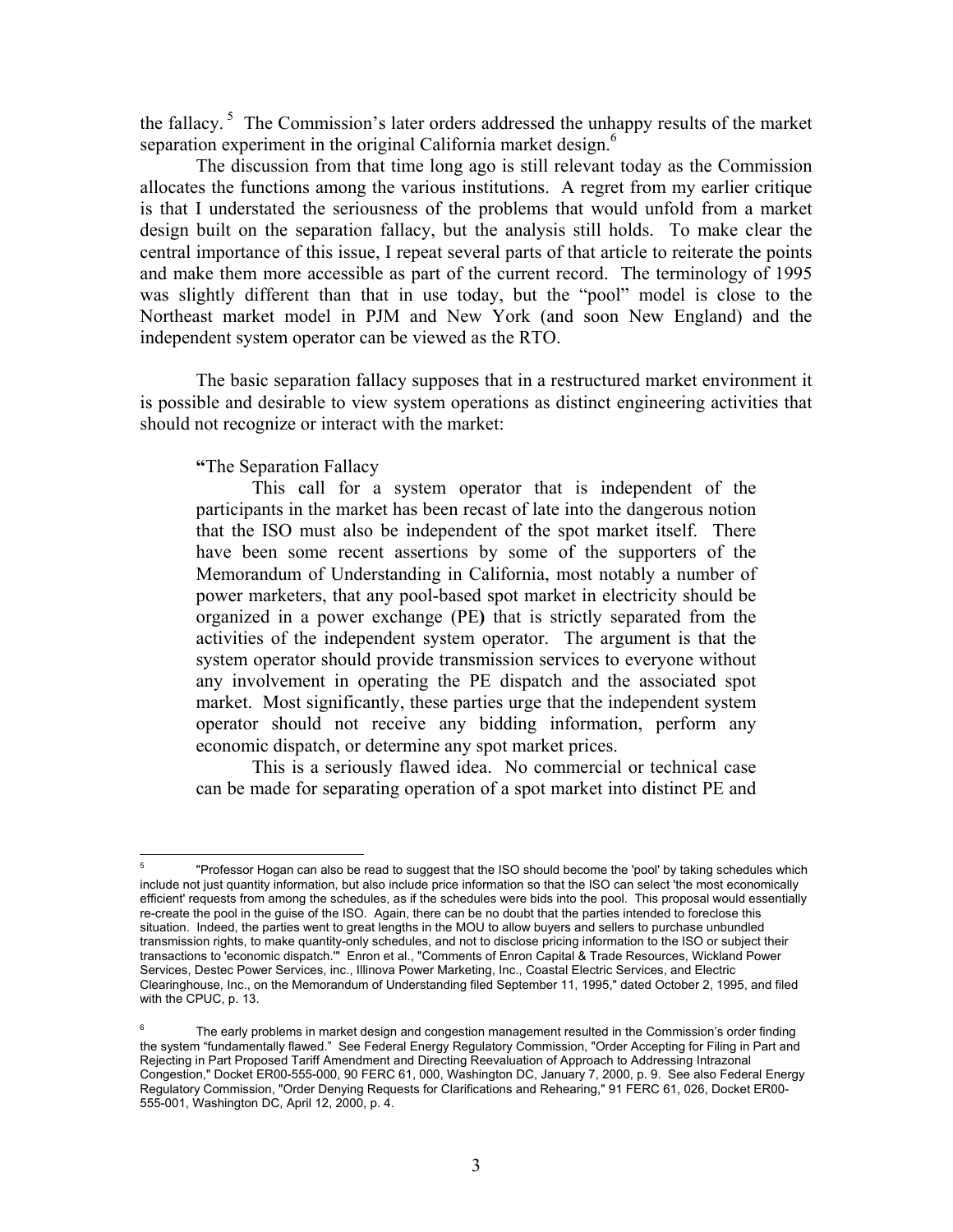the fallacy.[5] The Commission's later orders addressed the unhappy results of the market separation experiment in the original California market design.[6]

The discussion from that time long ago is still relevant today as the Commission allocates the functions among the various institutions. A regret from my earlier critique is that I understated the seriousness of the problems that would unfold from a market design built on the separation fallacy, but the analysis still holds. To make clear the central importance of this issue, I repeat several parts of that article to reiterate the points and make them more accessible as part of the current record. The terminology of 1995 was slightly different than that in use today, but the "pool" model is close to the Northeast market model in PJM and New York (and soon New England) and the independent system operator can be viewed as the RTO.

The basic separation fallacy supposes that in a restructured market environment it is possible and desirable to view system operations as distinct engineering activities that should not recognize or interact with the market:

> **"**The Separation Fallacy
>
> This call for a system operator that is independent of the participants in the market has been recast of late into the dangerous notion that the ISO must also be independent of the spot market itself. There have been some recent assertions by some of the supporters of the Memorandum of Understanding in California, most notably a number of power marketers, that any pool-based spot market in electricity should be organized in a power exchange (PE**)** that is strictly separated from the activities of the independent system operator. The argument is that the system operator should provide transmission services to everyone without any involvement in operating the PE dispatch and the associated spot market. Most significantly, these parties urge that the independent system operator should not receive any bidding information, perform any economic dispatch, or determine any spot market prices.
>
> This is a seriously flawed idea. No commercial or technical case can be made for separating operation of a spot market into distinct PE and

---

[5] "Professor Hogan can also be read to suggest that the ISO should become the 'pool' by taking schedules which include not just quantity information, but also include price information so that the ISO can select 'the most economically efficient' requests from among the schedules, as if the schedules were bids into the pool. This proposal would essentially re-create the pool in the guise of the ISO. Again, there can be no doubt that the parties intended to foreclose this situation. Indeed, the parties went to great lengths in the MOU to allow buyers and sellers to purchase unbundled transmission rights, to make quantity-only schedules, and not to disclose pricing information to the ISO or subject their transactions to 'economic dispatch.'" Enron et al., "Comments of Enron Capital & Trade Resources, Wickland Power Services, Destec Power Services, inc., Illinova Power Marketing, Inc., Coastal Electric Services, and Electric Clearinghouse, Inc., on the Memorandum of Understanding filed September 11, 1995," dated October 2, 1995, and filed with the CPUC, p. 13.

[6] The early problems in market design and congestion management resulted in the Commission's order finding the system "fundamentally flawed." See Federal Energy Regulatory Commission, "Order Accepting for Filing in Part and Rejecting in Part Proposed Tariff Amendment and Directing Reevaluation of Approach to Addressing Intrazonal Congestion," Docket ER00-555-000, 90 FERC 61, 000, Washington DC, January 7, 2000, p. 9. See also Federal Energy Regulatory Commission, "Order Denying Requests for Clarifications and Rehearing," 91 FERC 61, 026, Docket ER00-555-001, Washington DC, April 12, 2000, p. 4.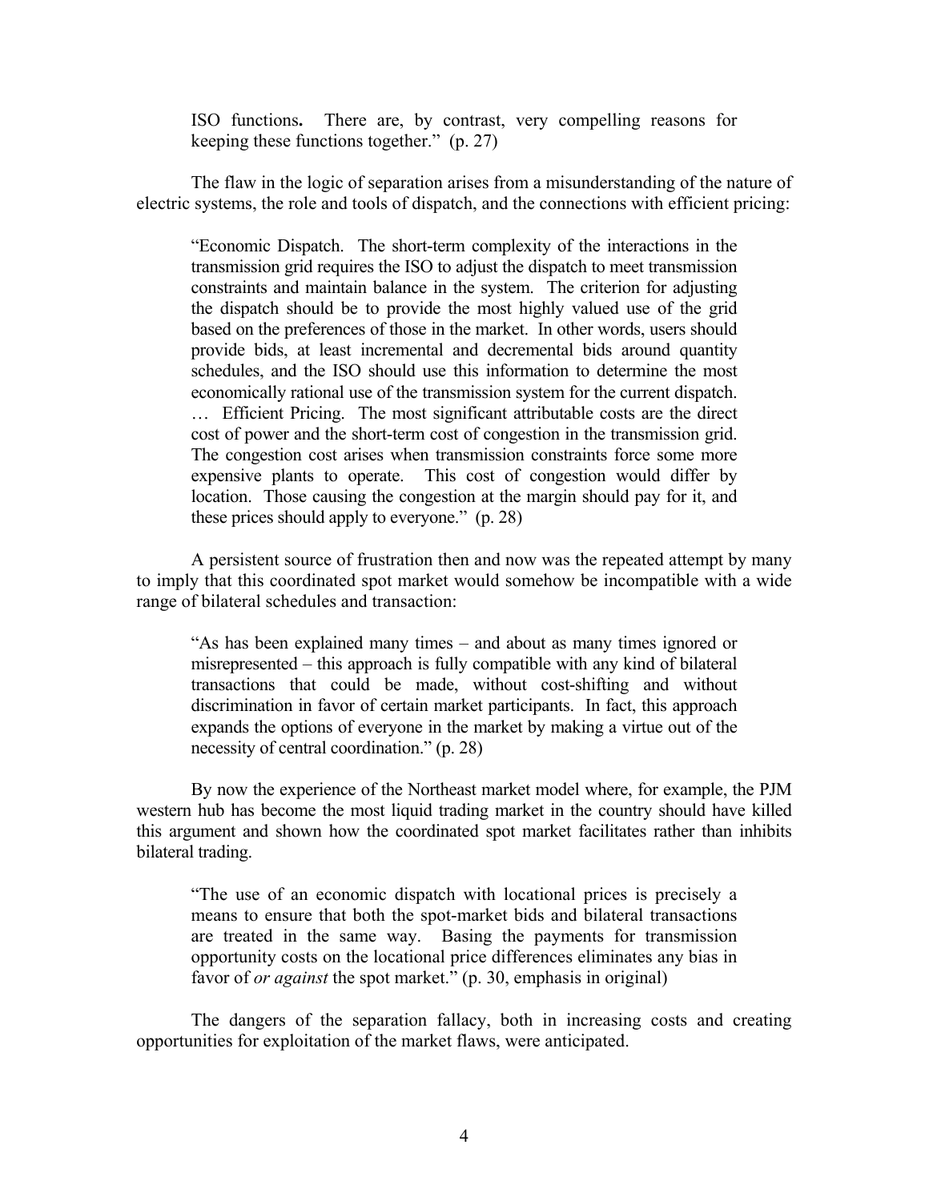> ISO functions**.** There are, by contrast, very compelling reasons for keeping these functions together." (p. 27)

The flaw in the logic of separation arises from a misunderstanding of the nature of electric systems, the role and tools of dispatch, and the connections with efficient pricing:

> "Economic Dispatch. The short-term complexity of the interactions in the transmission grid requires the ISO to adjust the dispatch to meet transmission constraints and maintain balance in the system. The criterion for adjusting the dispatch should be to provide the most highly valued use of the grid based on the preferences of those in the market. In other words, users should provide bids, at least incremental and decremental bids around quantity schedules, and the ISO should use this information to determine the most economically rational use of the transmission system for the current dispatch. … Efficient Pricing. The most significant attributable costs are the direct cost of power and the short-term cost of congestion in the transmission grid. The congestion cost arises when transmission constraints force some more expensive plants to operate. This cost of congestion would differ by location. Those causing the congestion at the margin should pay for it, and these prices should apply to everyone." (p. 28)

A persistent source of frustration then and now was the repeated attempt by many to imply that this coordinated spot market would somehow be incompatible with a wide range of bilateral schedules and transaction:

> "As has been explained many times – and about as many times ignored or misrepresented – this approach is fully compatible with any kind of bilateral transactions that could be made, without cost-shifting and without discrimination in favor of certain market participants. In fact, this approach expands the options of everyone in the market by making a virtue out of the necessity of central coordination." (p. 28)

By now the experience of the Northeast market model where, for example, the PJM western hub has become the most liquid trading market in the country should have killed this argument and shown how the coordinated spot market facilitates rather than inhibits bilateral trading.

> "The use of an economic dispatch with locational prices is precisely a means to ensure that both the spot-market bids and bilateral transactions are treated in the same way. Basing the payments for transmission opportunity costs on the locational price differences eliminates any bias in favor of *or against* the spot market." (p. 30, emphasis in original)

The dangers of the separation fallacy, both in increasing costs and creating opportunities for exploitation of the market flaws, were anticipated.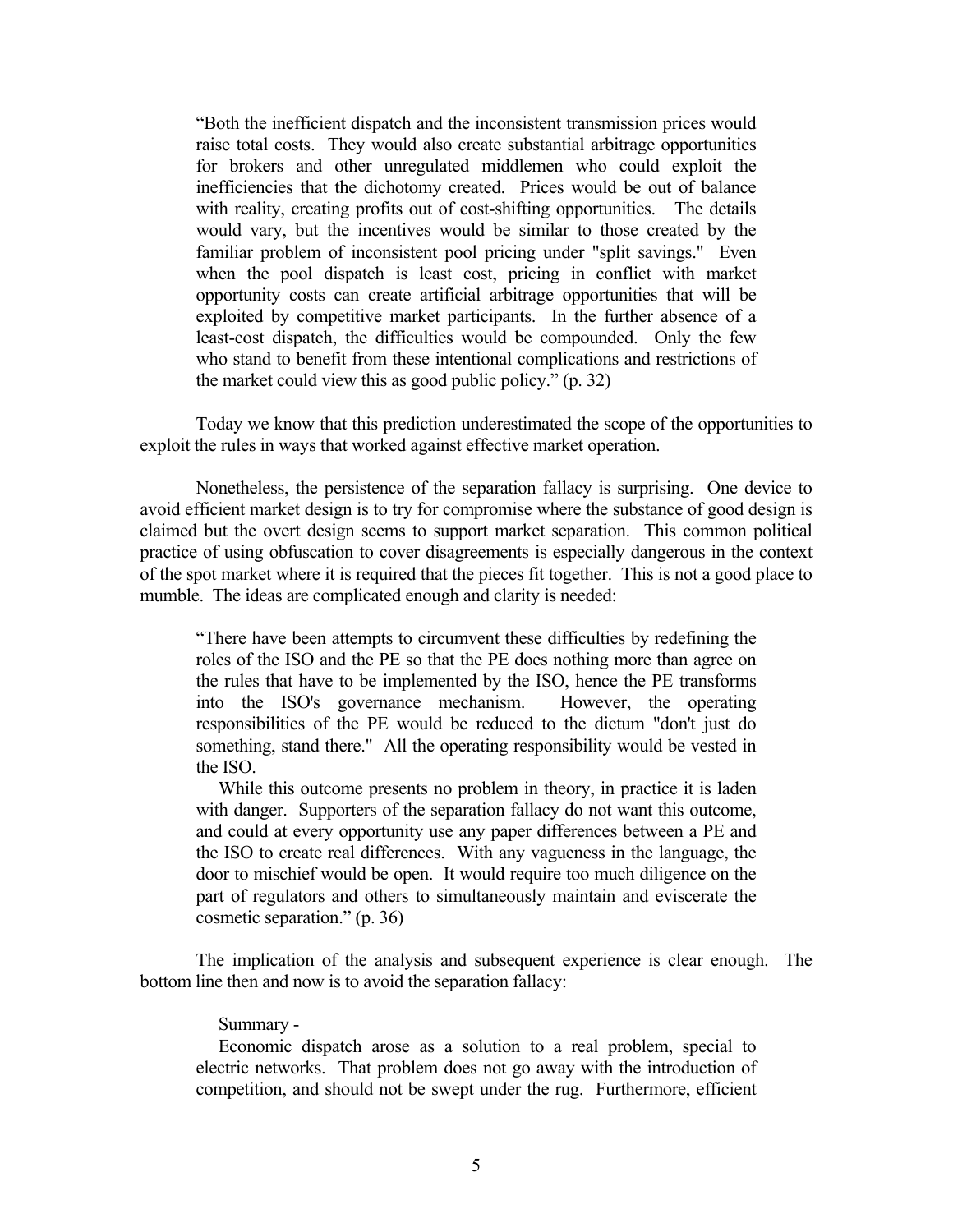> "Both the inefficient dispatch and the inconsistent transmission prices would raise total costs. They would also create substantial arbitrage opportunities for brokers and other unregulated middlemen who could exploit the inefficiencies that the dichotomy created. Prices would be out of balance with reality, creating profits out of cost-shifting opportunities. The details would vary, but the incentives would be similar to those created by the familiar problem of inconsistent pool pricing under "split savings." Even when the pool dispatch is least cost, pricing in conflict with market opportunity costs can create artificial arbitrage opportunities that will be exploited by competitive market participants. In the further absence of a least-cost dispatch, the difficulties would be compounded. Only the few who stand to benefit from these intentional complications and restrictions of the market could view this as good public policy." (p. 32)

Today we know that this prediction underestimated the scope of the opportunities to exploit the rules in ways that worked against effective market operation.

Nonetheless, the persistence of the separation fallacy is surprising. One device to avoid efficient market design is to try for compromise where the substance of good design is claimed but the overt design seems to support market separation. This common political practice of using obfuscation to cover disagreements is especially dangerous in the context of the spot market where it is required that the pieces fit together. This is not a good place to mumble. The ideas are complicated enough and clarity is needed:

> "There have been attempts to circumvent these difficulties by redefining the roles of the ISO and the PE so that the PE does nothing more than agree on the rules that have to be implemented by the ISO, hence the PE transforms into the ISO's governance mechanism. However, the operating responsibilities of the PE would be reduced to the dictum "don't just do something, stand there." All the operating responsibility would be vested in the ISO.
>
> While this outcome presents no problem in theory, in practice it is laden with danger. Supporters of the separation fallacy do not want this outcome, and could at every opportunity use any paper differences between a PE and the ISO to create real differences. With any vagueness in the language, the door to mischief would be open. It would require too much diligence on the part of regulators and others to simultaneously maintain and eviscerate the cosmetic separation." (p. 36)

The implication of the analysis and subsequent experience is clear enough. The bottom line then and now is to avoid the separation fallacy:

> Summary -
>
> Economic dispatch arose as a solution to a real problem, special to electric networks. That problem does not go away with the introduction of competition, and should not be swept under the rug. Furthermore, efficient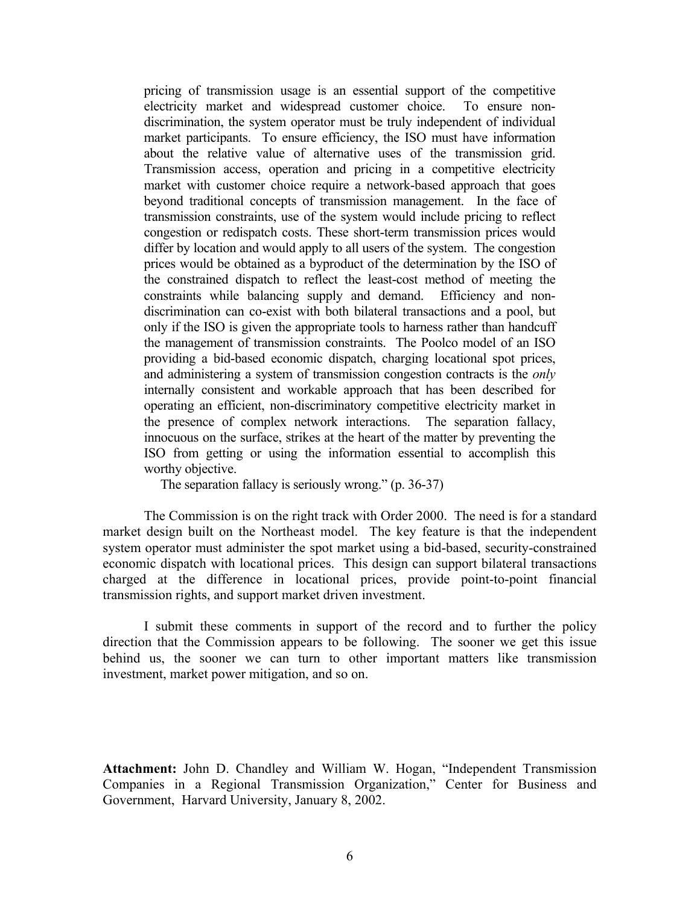> pricing of transmission usage is an essential support of the competitive electricity market and widespread customer choice. To ensure non-discrimination, the system operator must be truly independent of individual market participants. To ensure efficiency, the ISO must have information about the relative value of alternative uses of the transmission grid. Transmission access, operation and pricing in a competitive electricity market with customer choice require a network-based approach that goes beyond traditional concepts of transmission management. In the face of transmission constraints, use of the system would include pricing to reflect congestion or redispatch costs. These short-term transmission prices would differ by location and would apply to all users of the system. The congestion prices would be obtained as a byproduct of the determination by the ISO of the constrained dispatch to reflect the least-cost method of meeting the constraints while balancing supply and demand. Efficiency and non-discrimination can co-exist with both bilateral transactions and a pool, but only if the ISO is given the appropriate tools to harness rather than handcuff the management of transmission constraints. The Poolco model of an ISO providing a bid-based economic dispatch, charging locational spot prices, and administering a system of transmission congestion contracts is the *only* internally consistent and workable approach that has been described for operating an efficient, non-discriminatory competitive electricity market in the presence of complex network interactions. The separation fallacy, innocuous on the surface, strikes at the heart of the matter by preventing the ISO from getting or using the information essential to accomplish this worthy objective.
>
> The separation fallacy is seriously wrong." (p. 36-37)

The Commission is on the right track with Order 2000. The need is for a standard market design built on the Northeast model. The key feature is that the independent system operator must administer the spot market using a bid-based, security-constrained economic dispatch with locational prices. This design can support bilateral transactions charged at the difference in locational prices, provide point-to-point financial transmission rights, and support market driven investment.

I submit these comments in support of the record and to further the policy direction that the Commission appears to be following. The sooner we get this issue behind us, the sooner we can turn to other important matters like transmission investment, market power mitigation, and so on.

**Attachment:** John D. Chandley and William W. Hogan, "Independent Transmission Companies in a Regional Transmission Organization," Center for Business and Government, Harvard University, January 8, 2002.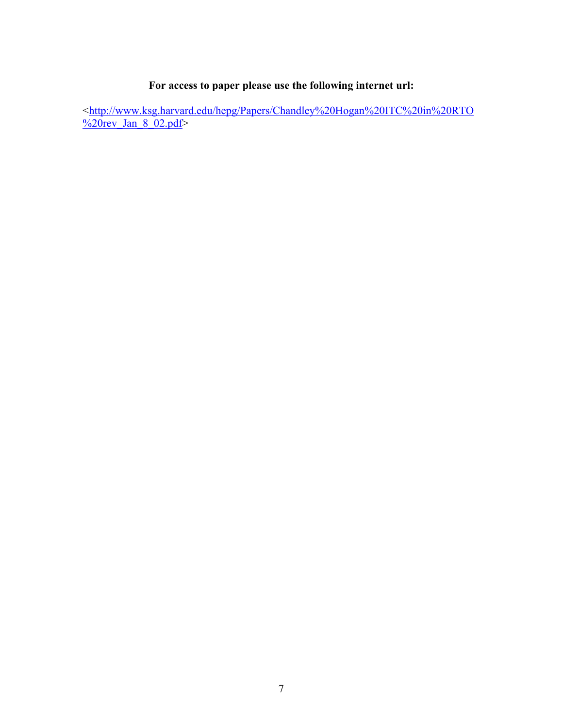**For access to paper please use the following internet url:**

<http://www.ksg.harvard.edu/hepg/Papers/Chandley%20Hogan%20ITC%20in%20RTO%20rev_Jan_8_02.pdf>